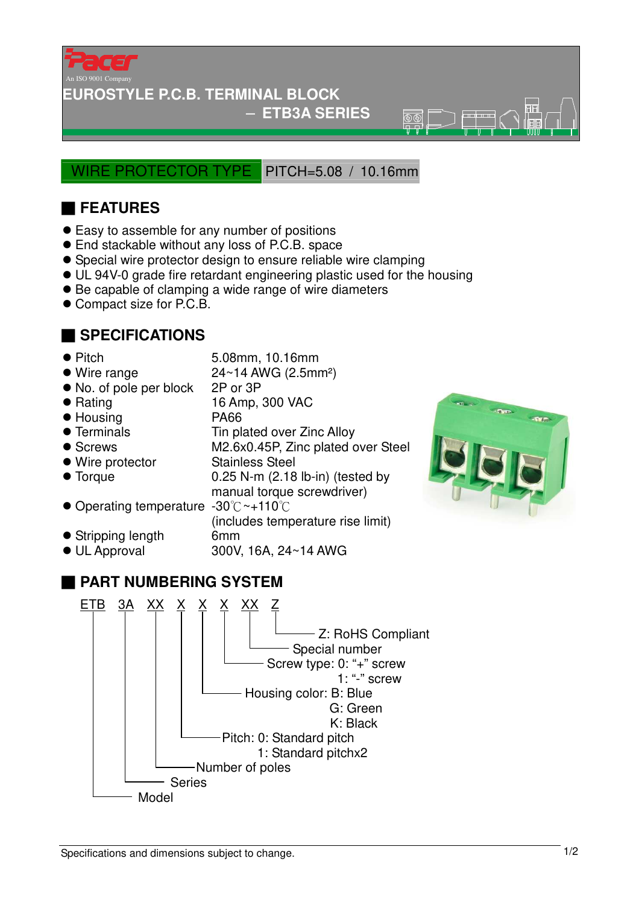Pacer
An ISO 9001 Company

# EUROSTYLE P.C.B. TERMINAL BLOCK – ETB3A SERIES

**WIRE PROTECTOR TYPE** PITCH=5.08 / 10.16mm

## FEATURES

- Easy to assemble for any number of positions
- End stackable without any loss of P.C.B. space
- Special wire protector design to ensure reliable wire clamping
- UL 94V-0 grade fire retardant engineering plastic used for the housing
- Be capable of clamping a wide range of wire diameters
- Compact size for P.C.B.

## SPECIFICATIONS

| | |
|---|---|
| Pitch | 5.08mm, 10.16mm |
| Wire range | 24~14 AWG (2.5mm$^2$) |
| No. of pole per block | 2P or 3P |
| Rating | 16 Amp, 300 VAC |
| Housing | PA66 |
| Terminals | Tin plated over Zinc Alloy |
| Screws | M2.6x0.45P, Zinc plated over Steel |
| Wire protector | Stainless Steel |
| Torque | 0.25 N-m (2.18 lb-in) (tested by manual torque screwdriver) |
| Operating temperature | -30℃~+110℃ (includes temperature rise limit) |
| Stripping length | 6mm |
| UL Approval | 300V, 16A, 24~14 AWG |

## PART NUMBERING SYSTEM

ETB 3A XX X X X XX Z

- ETB: Model
- 3A: Series
- XX: Number of poles
- X: Pitch: 0: Standard pitch; 1: Standard pitchx2
- X: Housing color: B: Blue; G: Green; K: Black
- X: Screw type: 0: "+" screw; 1: "-" screw
- XX: Special number
- Z: RoHS Compliant

Specifications and dimensions subject to change.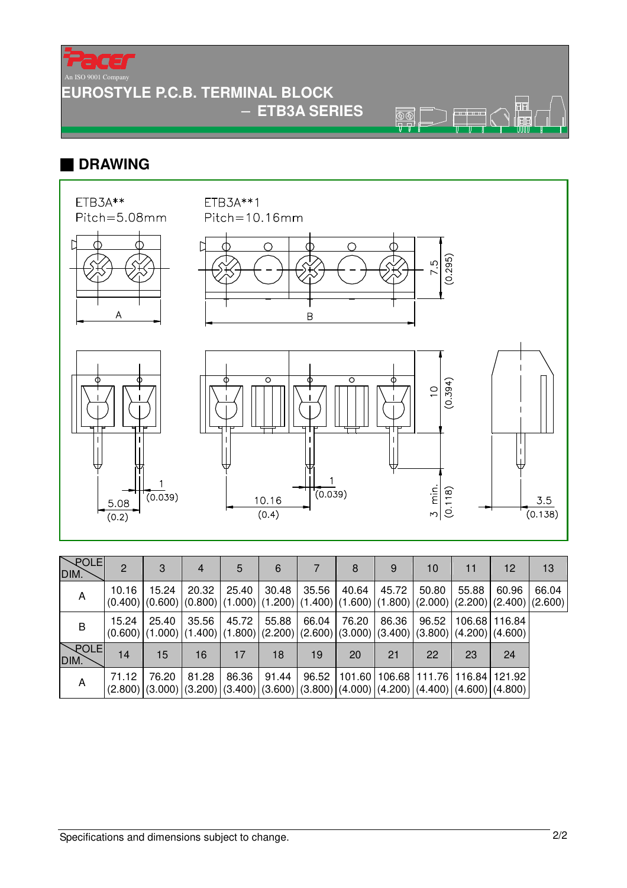# EUROSTYLE P.C.B. TERMINAL BLOCK
## – ETB3A SERIES

## DRAWING

ETB3A**
Pitch=5.08mm

ETB3A**1
Pitch=10.16mm

A

B

7.5
(0.295)

10
(0.394)

1
(0.039)

5.08
(0.2)

10.16
(0.4)

1
(0.039)

3 min.
(0.118)

3.5
(0.138)

| POLE / DIM. | 2 | 3 | 4 | 5 | 6 | 7 | 8 | 9 | 10 | 11 | 12 | 13 |
|---|---|---|---|---|---|---|---|---|---|---|---|---|
| A | 10.16 (0.400) | 15.24 (0.600) | 20.32 (0.800) | 25.40 (1.000) | 30.48 (1.200) | 35.56 (1.400) | 40.64 (1.600) | 45.72 (1.800) | 50.80 (2.000) | 55.88 (2.200) | 60.96 (2.400) | 66.04 (2.600) |
| B | 15.24 (0.600) | 25.40 (1.000) | 35.56 (1.400) | 45.72 (1.800) | 55.88 (2.200) | 66.04 (2.600) | 76.20 (3.000) | 86.36 (3.400) | 96.52 (3.800) | 106.68 (4.200) | 116.84 (4.600) | |
| POLE / DIM. | 14 | 15 | 16 | 17 | 18 | 19 | 20 | 21 | 22 | 23 | 24 | |
| A | 71.12 (2.800) | 76.20 (3.000) | 81.28 (3.200) | 86.36 (3.400) | 91.44 (3.600) | 96.52 (3.800) | 101.60 (4.000) | 106.68 (4.200) | 111.76 (4.400) | 116.84 (4.600) | 121.92 (4.800) | |

Specifications and dimensions subject to change.